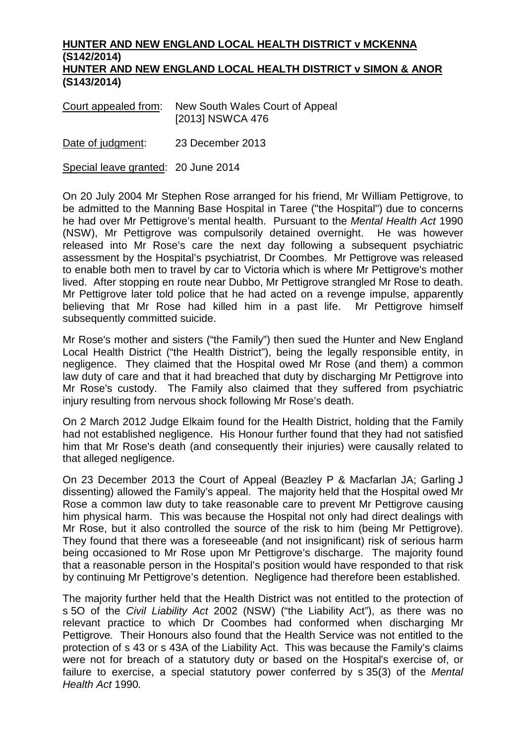**HUNTER AND NEW ENGLAND LOCAL HEALTH DISTRICT v MCKENNA (S142/2014)**
**HUNTER AND NEW ENGLAND LOCAL HEALTH DISTRICT v SIMON & ANOR (S143/2014)**

Court appealed from: New South Wales Court of Appeal [2013] NSWCA 476

Date of judgment: 23 December 2013

Special leave granted: 20 June 2014

On 20 July 2004 Mr Stephen Rose arranged for his friend, Mr William Pettigrove, to be admitted to the Manning Base Hospital in Taree ("the Hospital") due to concerns he had over Mr Pettigrove's mental health. Pursuant to the *Mental Health Act* 1990 (NSW), Mr Pettigrove was compulsorily detained overnight. He was however released into Mr Rose's care the next day following a subsequent psychiatric assessment by the Hospital's psychiatrist, Dr Coombes. Mr Pettigrove was released to enable both men to travel by car to Victoria which is where Mr Pettigrove's mother lived. After stopping en route near Dubbo, Mr Pettigrove strangled Mr Rose to death. Mr Pettigrove later told police that he had acted on a revenge impulse, apparently believing that Mr Rose had killed him in a past life. Mr Pettigrove himself subsequently committed suicide.

Mr Rose's mother and sisters ("the Family") then sued the Hunter and New England Local Health District ("the Health District"), being the legally responsible entity, in negligence. They claimed that the Hospital owed Mr Rose (and them) a common law duty of care and that it had breached that duty by discharging Mr Pettigrove into Mr Rose's custody. The Family also claimed that they suffered from psychiatric injury resulting from nervous shock following Mr Rose's death.

On 2 March 2012 Judge Elkaim found for the Health District, holding that the Family had not established negligence. His Honour further found that they had not satisfied him that Mr Rose's death (and consequently their injuries) were causally related to that alleged negligence.

On 23 December 2013 the Court of Appeal (Beazley P & Macfarlan JA; Garling J dissenting) allowed the Family's appeal. The majority held that the Hospital owed Mr Rose a common law duty to take reasonable care to prevent Mr Pettigrove causing him physical harm. This was because the Hospital not only had direct dealings with Mr Rose, but it also controlled the source of the risk to him (being Mr Pettigrove). They found that there was a foreseeable (and not insignificant) risk of serious harm being occasioned to Mr Rose upon Mr Pettigrove's discharge. The majority found that a reasonable person in the Hospital's position would have responded to that risk by continuing Mr Pettigrove's detention. Negligence had therefore been established.

The majority further held that the Health District was not entitled to the protection of s 5O of the *Civil Liability Act* 2002 (NSW) ("the Liability Act"), as there was no relevant practice to which Dr Coombes had conformed when discharging Mr Pettigrove. Their Honours also found that the Health Service was not entitled to the protection of s 43 or s 43A of the Liability Act. This was because the Family's claims were not for breach of a statutory duty or based on the Hospital's exercise of, or failure to exercise, a special statutory power conferred by s 35(3) of the *Mental Health Act* 1990.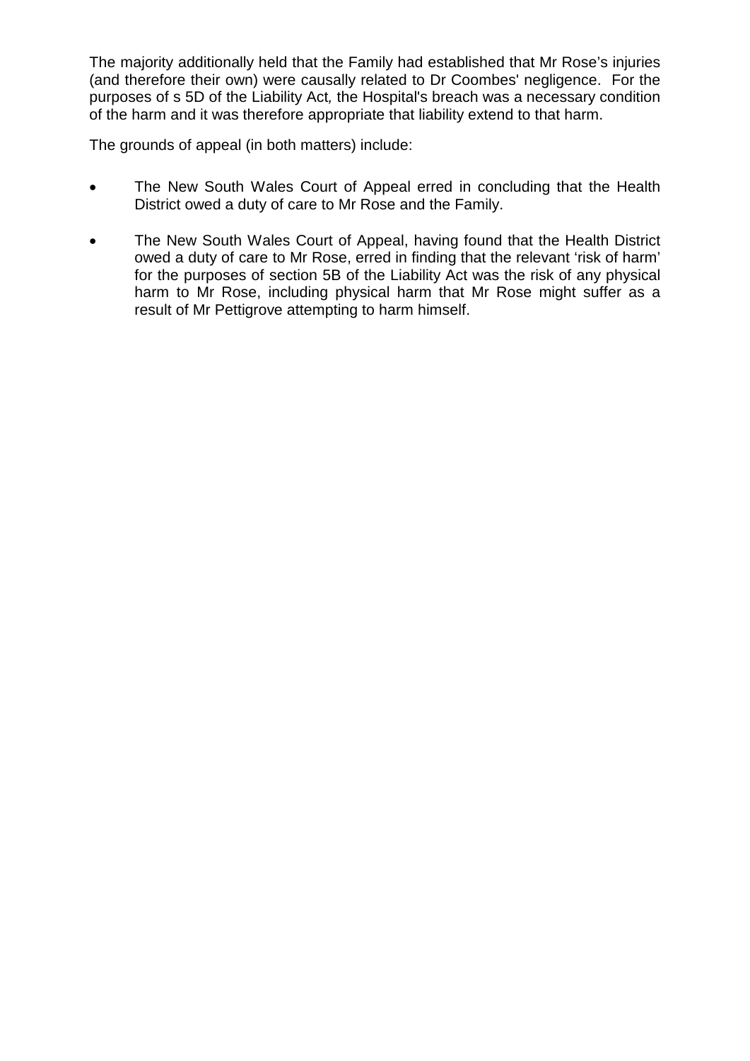The majority additionally held that the Family had established that Mr Rose's injuries (and therefore their own) were causally related to Dr Coombes' negligence. For the purposes of s 5D of the Liability Act*,* the Hospital's breach was a necessary condition of the harm and it was therefore appropriate that liability extend to that harm.

The grounds of appeal (in both matters) include:

- The New South Wales Court of Appeal erred in concluding that the Health District owed a duty of care to Mr Rose and the Family.
- The New South Wales Court of Appeal, having found that the Health District owed a duty of care to Mr Rose, erred in finding that the relevant 'risk of harm' for the purposes of section 5B of the Liability Act was the risk of any physical harm to Mr Rose, including physical harm that Mr Rose might suffer as a result of Mr Pettigrove attempting to harm himself.